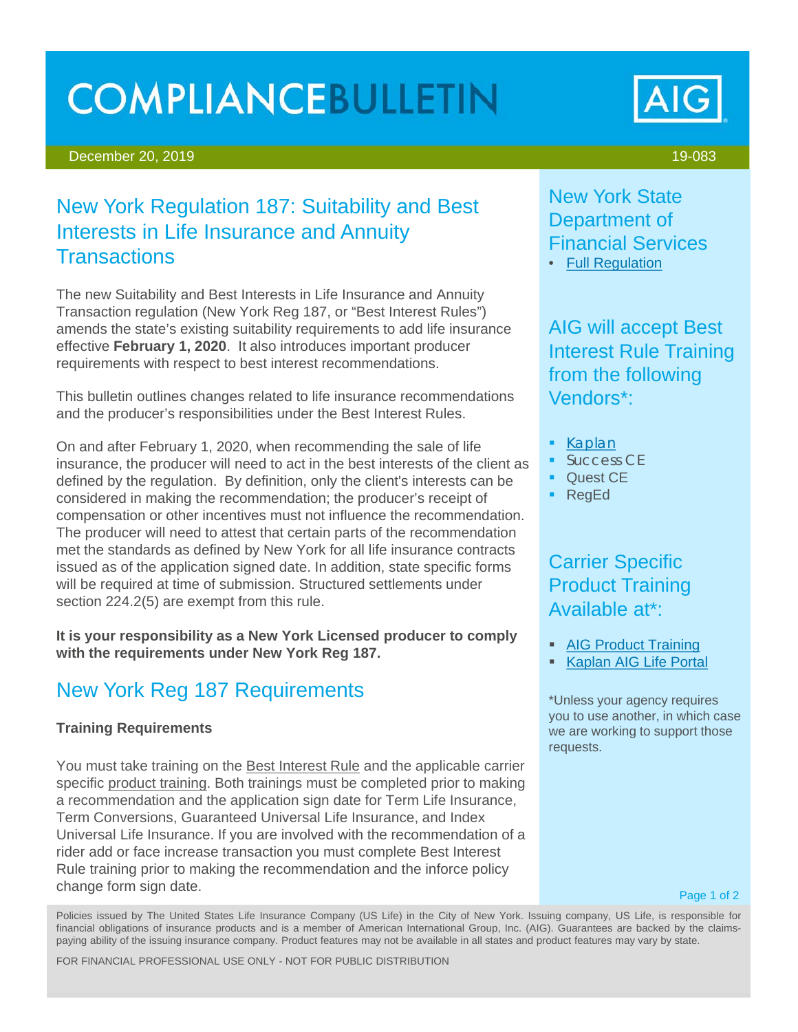# COMPLIANCEBULLETIN

December 20, 2019 — 19-083

## New York Regulation 187: Suitability and Best Interests in Life Insurance and Annuity Transactions

The new Suitability and Best Interests in Life Insurance and Annuity Transaction regulation (New York Reg 187, or "Best Interest Rules") amends the state's existing suitability requirements to add life insurance effective **February 1, 2020**. It also introduces important producer requirements with respect to best interest recommendations.

This bulletin outlines changes related to life insurance recommendations and the producer's responsibilities under the Best Interest Rules.

On and after February 1, 2020, when recommending the sale of life insurance, the producer will need to act in the best interests of the client as defined by the regulation. By definition, only the client's interests can be considered in making the recommendation; the producer's receipt of compensation or other incentives must not influence the recommendation. The producer will need to attest that certain parts of the recommendation met the standards as defined by New York for all life insurance contracts issued as of the application signed date. In addition, state specific forms will be required at time of submission. Structured settlements under section 224.2(5) are exempt from this rule.

**It is your responsibility as a New York Licensed producer to comply with the requirements under New York Reg 187.**

## New York Reg 187 Requirements

**Training Requirements**

You must take training on the Best Interest Rule and the applicable carrier specific product training. Both trainings must be completed prior to making a recommendation and the application sign date for Term Life Insurance, Term Conversions, Guaranteed Universal Life Insurance, and Index Universal Life Insurance. If you are involved with the recommendation of a rider add or face increase transaction you must complete Best Interest Rule training prior to making the recommendation and the inforce policy change form sign date.

### New York State Department of Financial Services

- Full Regulation

### AIG will accept Best Interest Rule Training from the following Vendors*:

- Kaplan
- Success CE
- Quest CE
- RegEd

### Carrier Specific Product Training Available at*:

- AIG Product Training
- Kaplan AIG Life Portal

*Unless your agency requires you to use another, in which case we are working to support those requests.

Policies issued by The United States Life Insurance Company (US Life) in the City of New York. Issuing company, US Life, is responsible for financial obligations of insurance products and is a member of American International Group, Inc. (AIG). Guarantees are backed by the claims-paying ability of the issuing insurance company. Product features may not be available in all states and product features may vary by state.

FOR FINANCIAL PROFESSIONAL USE ONLY - NOT FOR PUBLIC DISTRIBUTION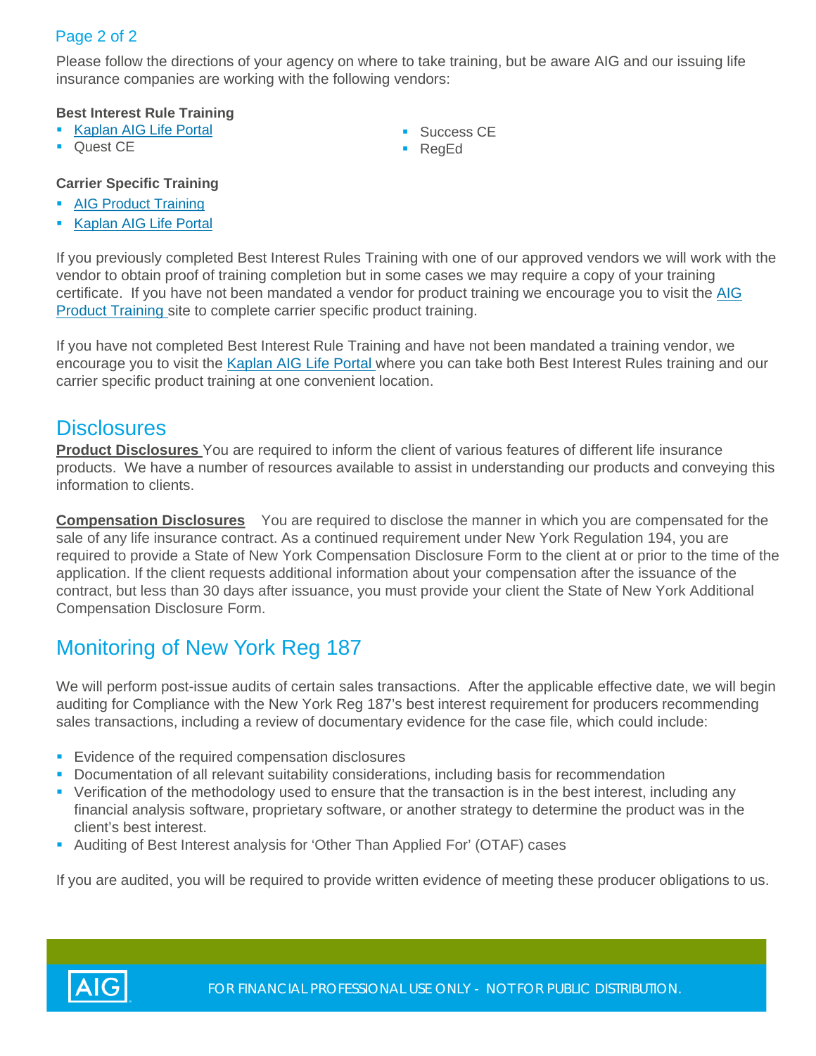Please follow the directions of your agency on where to take training, but be aware AIG and our issuing life insurance companies are working with the following vendors:

**Best Interest Rule Training**

- Kaplan AIG Life Portal
- Quest CE
- Success CE
- RegEd

**Carrier Specific Training**

- AIG Product Training
- Kaplan AIG Life Portal

If you previously completed Best Interest Rules Training with one of our approved vendors we will work with the vendor to obtain proof of training completion but in some cases we may require a copy of your training certificate. If you have not been mandated a vendor for product training we encourage you to visit the AIG Product Training site to complete carrier specific product training.

If you have not completed Best Interest Rule Training and have not been mandated a training vendor, we encourage you to visit the Kaplan AIG Life Portal where you can take both Best Interest Rules training and our carrier specific product training at one convenient location.

## Disclosures

**Product Disclosures** You are required to inform the client of various features of different life insurance products. We have a number of resources available to assist in understanding our products and conveying this information to clients.

**Compensation Disclosures** You are required to disclose the manner in which you are compensated for the sale of any life insurance contract. As a continued requirement under New York Regulation 194, you are required to provide a State of New York Compensation Disclosure Form to the client at or prior to the time of the application. If the client requests additional information about your compensation after the issuance of the contract, but less than 30 days after issuance, you must provide your client the State of New York Additional Compensation Disclosure Form.

## Monitoring of New York Reg 187

We will perform post-issue audits of certain sales transactions. After the applicable effective date, we will begin auditing for Compliance with the New York Reg 187's best interest requirement for producers recommending sales transactions, including a review of documentary evidence for the case file, which could include:

- Evidence of the required compensation disclosures
- Documentation of all relevant suitability considerations, including basis for recommendation
- Verification of the methodology used to ensure that the transaction is in the best interest, including any financial analysis software, proprietary software, or another strategy to determine the product was in the client's best interest.
- Auditing of Best Interest analysis for 'Other Than Applied For' (OTAF) cases

If you are audited, you will be required to provide written evidence of meeting these producer obligations to us.

AIG

FOR FINANCIAL PROFESSIONAL USE ONLY - NOT FOR PUBLIC DISTRIBUTION.